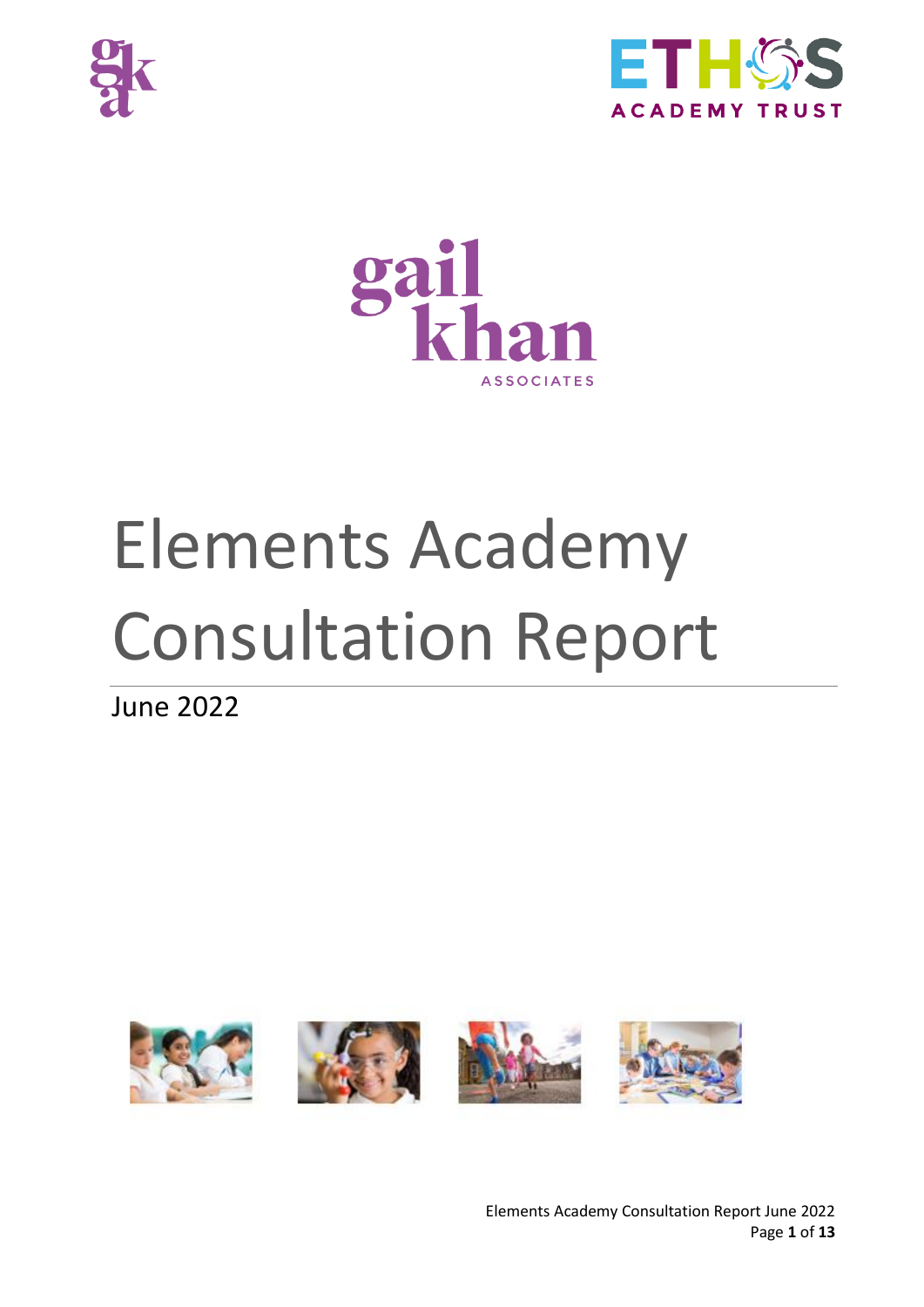# Elements Academy Consultation Report

June 2022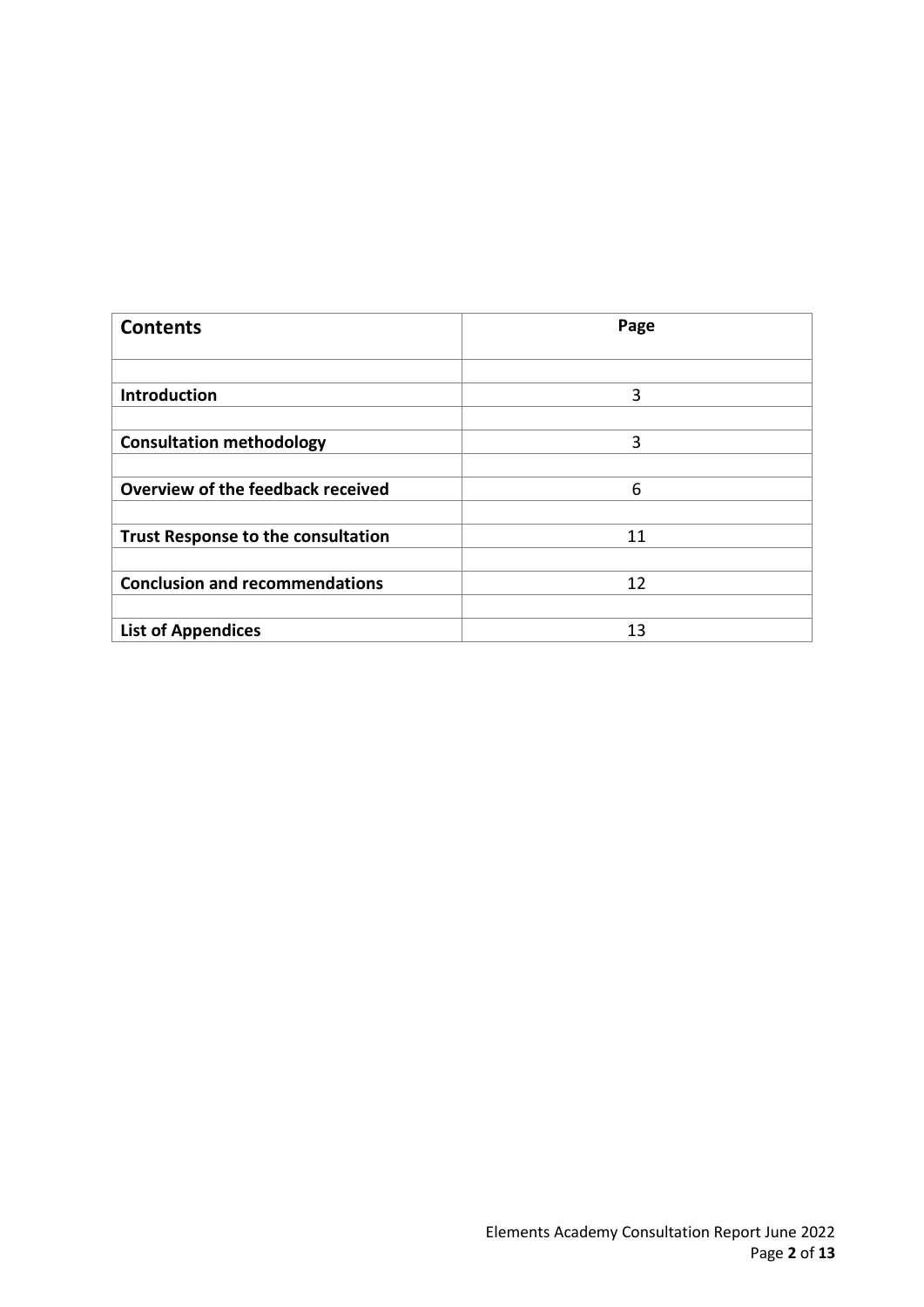| **Contents** | **Page** |
|---|---|
| | |
| **Introduction** | 3 |
| | |
| **Consultation methodology** | 3 |
| | |
| **Overview of the feedback received** | 6 |
| | |
| **Trust Response to the consultation** | 11 |
| | |
| **Conclusion and recommendations** | 12 |
| | |
| **List of Appendices** | 13 |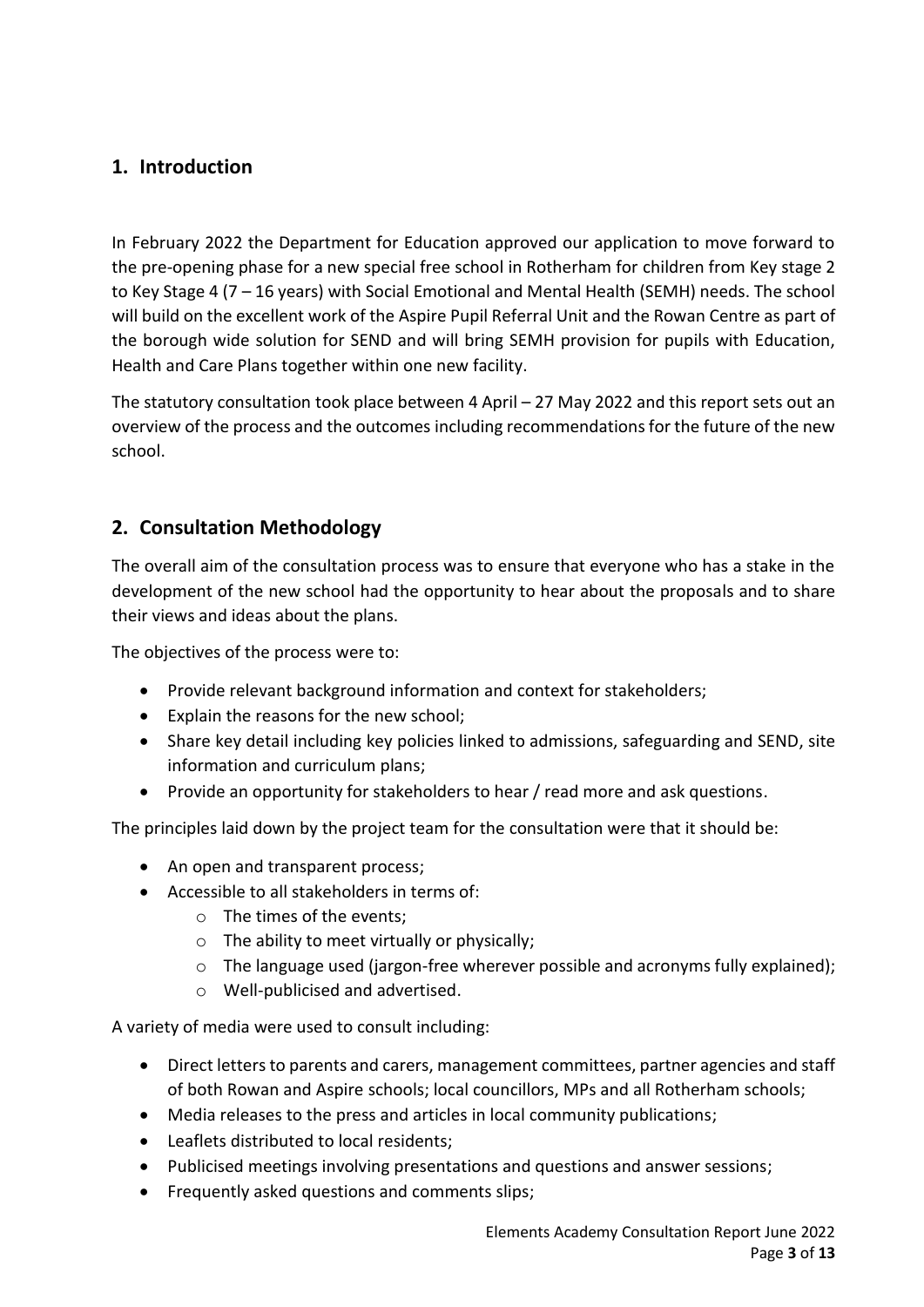## 1. Introduction

In February 2022 the Department for Education approved our application to move forward to the pre-opening phase for a new special free school in Rotherham for children from Key stage 2 to Key Stage 4 (7 – 16 years) with Social Emotional and Mental Health (SEMH) needs. The school will build on the excellent work of the Aspire Pupil Referral Unit and the Rowan Centre as part of the borough wide solution for SEND and will bring SEMH provision for pupils with Education, Health and Care Plans together within one new facility.

The statutory consultation took place between 4 April – 27 May 2022 and this report sets out an overview of the process and the outcomes including recommendations for the future of the new school.

## 2. Consultation Methodology

The overall aim of the consultation process was to ensure that everyone who has a stake in the development of the new school had the opportunity to hear about the proposals and to share their views and ideas about the plans.

The objectives of the process were to:

- Provide relevant background information and context for stakeholders;
- Explain the reasons for the new school;
- Share key detail including key policies linked to admissions, safeguarding and SEND, site information and curriculum plans;
- Provide an opportunity for stakeholders to hear / read more and ask questions.

The principles laid down by the project team for the consultation were that it should be:

- An open and transparent process;
- Accessible to all stakeholders in terms of:
  - The times of the events;
  - The ability to meet virtually or physically;
  - The language used (jargon-free wherever possible and acronyms fully explained);
  - Well-publicised and advertised.

A variety of media were used to consult including:

- Direct letters to parents and carers, management committees, partner agencies and staff of both Rowan and Aspire schools; local councillors, MPs and all Rotherham schools;
- Media releases to the press and articles in local community publications;
- Leaflets distributed to local residents;
- Publicised meetings involving presentations and questions and answer sessions;
- Frequently asked questions and comments slips;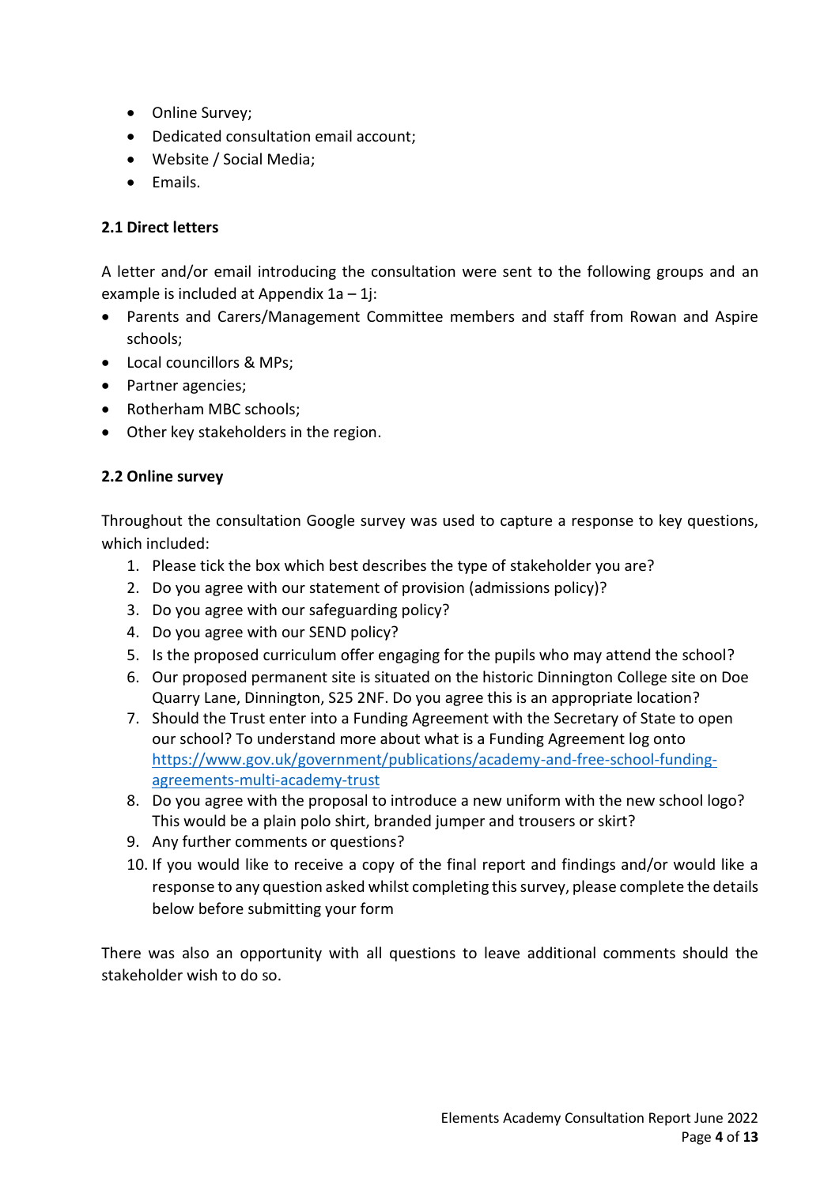- Online Survey;
- Dedicated consultation email account;
- Website / Social Media;
- Emails.

**2.1 Direct letters**

A letter and/or email introducing the consultation were sent to the following groups and an example is included at Appendix 1a – 1j:

- Parents and Carers/Management Committee members and staff from Rowan and Aspire schools;
- Local councillors & MPs;
- Partner agencies;
- Rotherham MBC schools;
- Other key stakeholders in the region.

**2.2 Online survey**

Throughout the consultation Google survey was used to capture a response to key questions, which included:

1. Please tick the box which best describes the type of stakeholder you are?
2. Do you agree with our statement of provision (admissions policy)?
3. Do you agree with our safeguarding policy?
4. Do you agree with our SEND policy?
5. Is the proposed curriculum offer engaging for the pupils who may attend the school?
6. Our proposed permanent site is situated on the historic Dinnington College site on Doe Quarry Lane, Dinnington, S25 2NF. Do you agree this is an appropriate location?
7. Should the Trust enter into a Funding Agreement with the Secretary of State to open our school? To understand more about what is a Funding Agreement log onto https://www.gov.uk/government/publications/academy-and-free-school-funding-agreements-multi-academy-trust
8. Do you agree with the proposal to introduce a new uniform with the new school logo? This would be a plain polo shirt, branded jumper and trousers or skirt?
9. Any further comments or questions?
10. If you would like to receive a copy of the final report and findings and/or would like a response to any question asked whilst completing this survey, please complete the details below before submitting your form

There was also an opportunity with all questions to leave additional comments should the stakeholder wish to do so.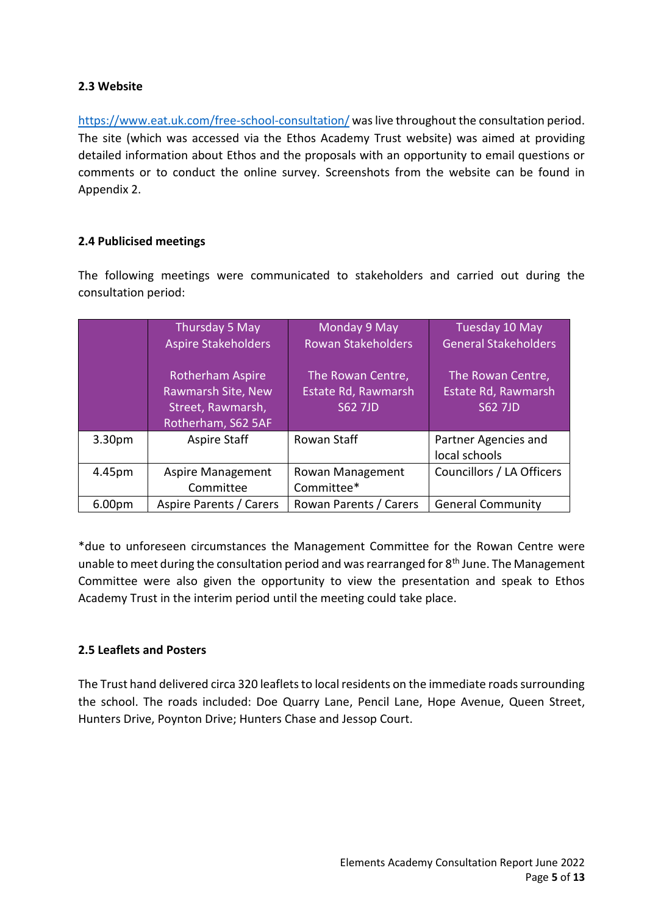### 2.3 Website

https://www.eat.uk.com/free-school-consultation/ was live throughout the consultation period. The site (which was accessed via the Ethos Academy Trust website) was aimed at providing detailed information about Ethos and the proposals with an opportunity to email questions or comments or to conduct the online survey. Screenshots from the website can be found in Appendix 2.

### 2.4 Publicised meetings

The following meetings were communicated to stakeholders and carried out during the consultation period:

| | Thursday 5 May<br>Aspire Stakeholders<br><br>Rotherham Aspire Rawmarsh Site, New Street, Rawmarsh, Rotherham, S62 5AF | Monday 9 May<br>Rowan Stakeholders<br><br>The Rowan Centre, Estate Rd, Rawmarsh S62 7JD | Tuesday 10 May<br>General Stakeholders<br><br>The Rowan Centre, Estate Rd, Rawmarsh S62 7JD |
|---|---|---|---|
| 3.30pm | Aspire Staff | Rowan Staff | Partner Agencies and local schools |
| 4.45pm | Aspire Management Committee | Rowan Management Committee* | Councillors / LA Officers |
| 6.00pm | Aspire Parents / Carers | Rowan Parents / Carers | General Community |

*due to unforeseen circumstances the Management Committee for the Rowan Centre were unable to meet during the consultation period and was rearranged for 8th June. The Management Committee were also given the opportunity to view the presentation and speak to Ethos Academy Trust in the interim period until the meeting could take place.

### 2.5 Leaflets and Posters

The Trust hand delivered circa 320 leaflets to local residents on the immediate roads surrounding the school. The roads included: Doe Quarry Lane, Pencil Lane, Hope Avenue, Queen Street, Hunters Drive, Poynton Drive; Hunters Chase and Jessop Court.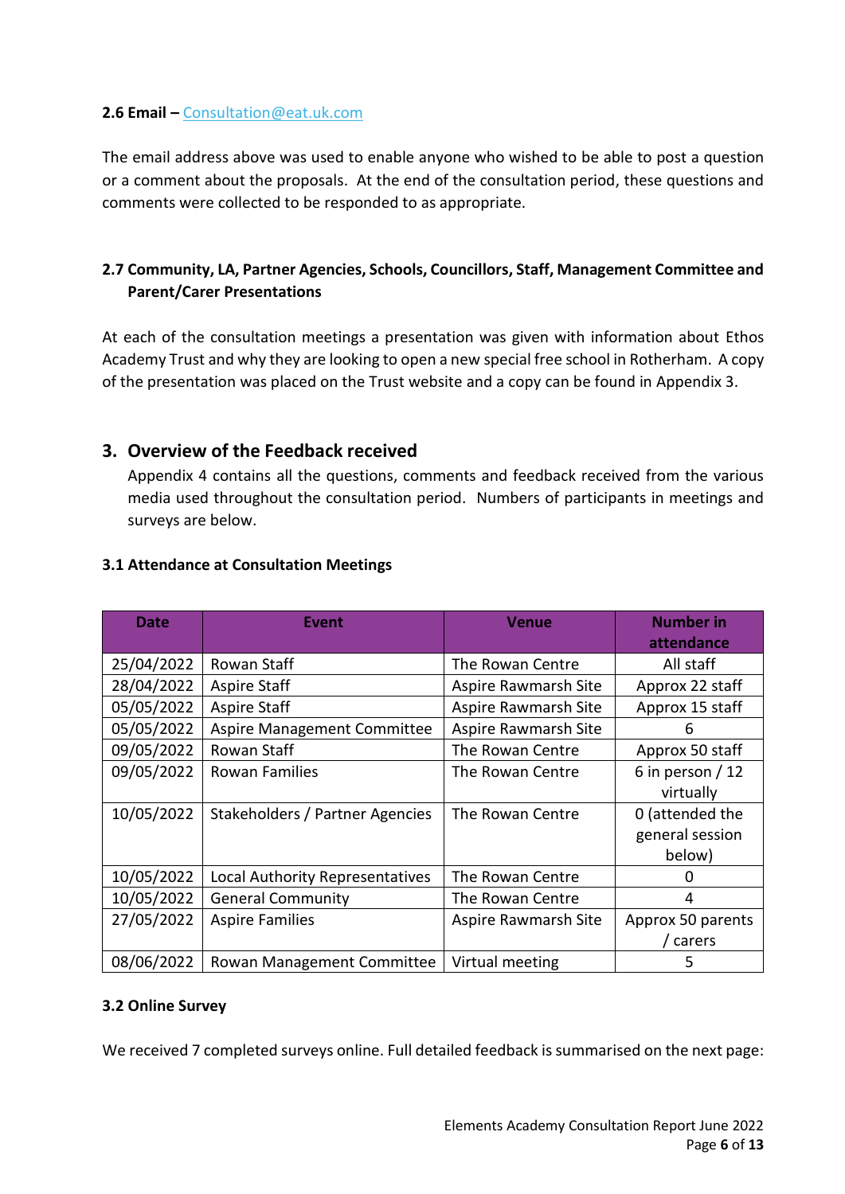**2.6 Email –** Consultation@eat.uk.com

The email address above was used to enable anyone who wished to be able to post a question or a comment about the proposals. At the end of the consultation period, these questions and comments were collected to be responded to as appropriate.

**2.7 Community, LA, Partner Agencies, Schools, Councillors, Staff, Management Committee and Parent/Carer Presentations**

At each of the consultation meetings a presentation was given with information about Ethos Academy Trust and why they are looking to open a new special free school in Rotherham. A copy of the presentation was placed on the Trust website and a copy can be found in Appendix 3.

## 3. Overview of the Feedback received

Appendix 4 contains all the questions, comments and feedback received from the various media used throughout the consultation period. Numbers of participants in meetings and surveys are below.

**3.1 Attendance at Consultation Meetings**

| Date | Event | Venue | Number in attendance |
|---|---|---|---|
| 25/04/2022 | Rowan Staff | The Rowan Centre | All staff |
| 28/04/2022 | Aspire Staff | Aspire Rawmarsh Site | Approx 22 staff |
| 05/05/2022 | Aspire Staff | Aspire Rawmarsh Site | Approx 15 staff |
| 05/05/2022 | Aspire Management Committee | Aspire Rawmarsh Site | 6 |
| 09/05/2022 | Rowan Staff | The Rowan Centre | Approx 50 staff |
| 09/05/2022 | Rowan Families | The Rowan Centre | 6 in person / 12 virtually |
| 10/05/2022 | Stakeholders / Partner Agencies | The Rowan Centre | 0 (attended the general session below) |
| 10/05/2022 | Local Authority Representatives | The Rowan Centre | 0 |
| 10/05/2022 | General Community | The Rowan Centre | 4 |
| 27/05/2022 | Aspire Families | Aspire Rawmarsh Site | Approx 50 parents / carers |
| 08/06/2022 | Rowan Management Committee | Virtual meeting | 5 |

**3.2 Online Survey**

We received 7 completed surveys online. Full detailed feedback is summarised on the next page: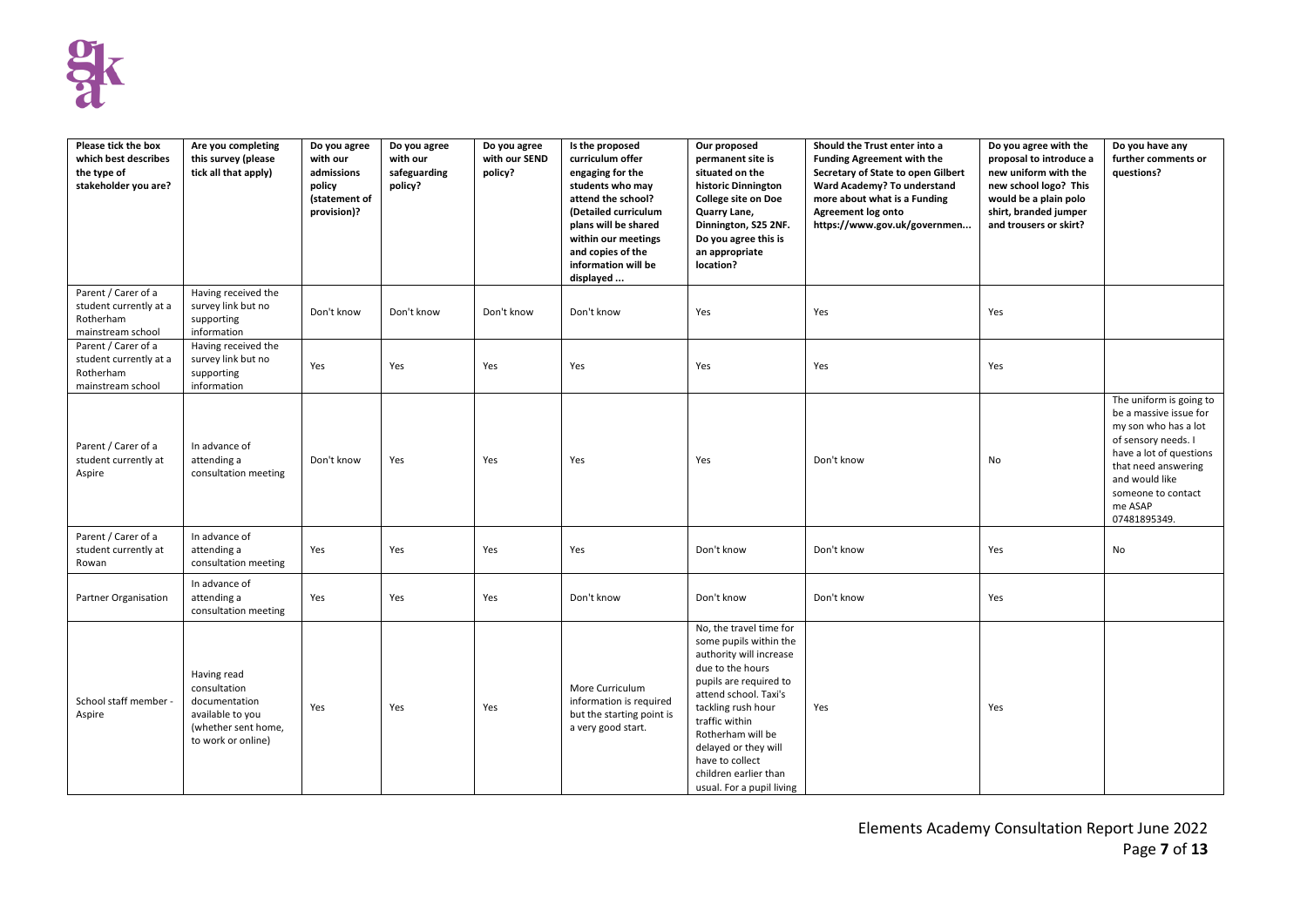| Please tick the box which best describes the type of stakeholder you are? | Are you completing this survey (please tick all that apply) | Do you agree with our admissions policy (statement of provision)? | Do you agree with our safeguarding policy? | Do you agree with our SEND policy? | Is the proposed curriculum offer engaging for the students who may attend the school? (Detailed curriculum plans will be shared within our meetings and copies of the information will be displayed ... | Our proposed permanent site is situated on the historic Dinnington College site on Doe Quarry Lane, Dinnington, S25 2NF. Do you agree this is an appropriate location? | Should the Trust enter into a Funding Agreement with the Secretary of State to open Gilbert Ward Academy? To understand more about what is a Funding Agreement log onto https://www.gov.uk/governmen... | Do you agree with the proposal to introduce a new uniform with the new school logo? This would be a plain polo shirt, branded jumper and trousers or skirt? | Do you have any further comments or questions? |
|---|---|---|---|---|---|---|---|---|---|
| Parent / Carer of a student currently at a Rotherham mainstream school | Having received the survey link but no supporting information | Don't know | Don't know | Don't know | Don't know | Yes | Yes | Yes | |
| Parent / Carer of a student currently at a Rotherham mainstream school | Having received the survey link but no supporting information | Yes | Yes | Yes | Yes | Yes | Yes | Yes | |
| Parent / Carer of a student currently at Aspire | In advance of attending a consultation meeting | Don't know | Yes | Yes | Yes | Yes | Don't know | No | The uniform is going to be a massive issue for my son who has a lot of sensory needs. I have a lot of questions that need answering and would like someone to contact me ASAP 07481895349. |
| Parent / Carer of a student currently at Rowan | In advance of attending a consultation meeting | Yes | Yes | Yes | Yes | Don't know | Don't know | Yes | No |
| Partner Organisation | In advance of attending a consultation meeting | Yes | Yes | Yes | Don't know | Don't know | Don't know | Yes | |
| School staff member - Aspire | Having read consultation documentation available to you (whether sent home, to work or online) | Yes | Yes | Yes | More Curriculum information is required but the starting point is a very good start. | No, the travel time for some pupils within the authority will increase due to the hours pupils are required to attend school. Taxi's tackling rush hour traffic within Rotherham will be delayed or they will have to collect children earlier than usual. For a pupil living | Yes | Yes | |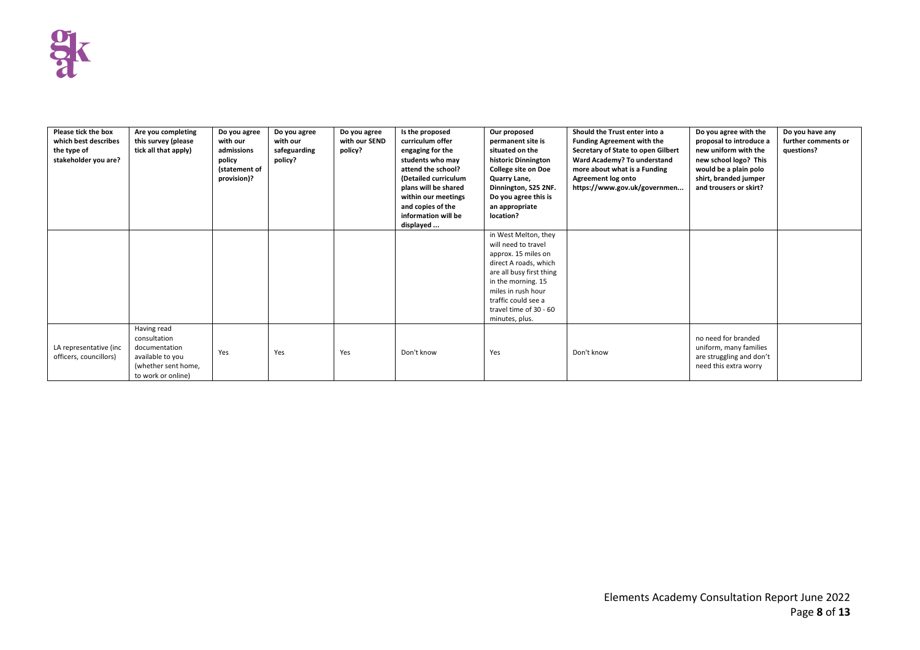| Please tick the box which best describes the type of stakeholder you are? | Are you completing this survey (please tick all that apply) | Do you agree with our admissions policy (statement of provision)? | Do you agree with our safeguarding policy? | Do you agree with our SEND policy? | Is the proposed curriculum offer engaging for the students who may attend the school? (Detailed curriculum plans will be shared within our meetings and copies of the information will be displayed ... | Our proposed permanent site is situated on the historic Dinnington College site on Doe Quarry Lane, Dinnington, S25 2NF. Do you agree this is an appropriate location? | Should the Trust enter into a Funding Agreement with the Secretary of State to open Gilbert Ward Academy? To understand more about what is a Funding Agreement log onto https://www.gov.uk/governmen... | Do you agree with the proposal to introduce a new uniform with the new school logo? This would be a plain polo shirt, branded jumper and trousers or skirt? | Do you have any further comments or questions? |
|---|---|---|---|---|---|---|---|---|---|
| | | | | | | in West Melton, they will need to travel approx. 15 miles on direct A roads, which are all busy first thing in the morning. 15 miles in rush hour traffic could see a travel time of 30 - 60 minutes, plus. | | | |
| LA representative (inc officers, councillors) | Having read consultation documentation available to you (whether sent home, to work or online) | Yes | Yes | Yes | Don't know | Yes | Don't know | no need for branded uniform, many families are struggling and don't need this extra worry | |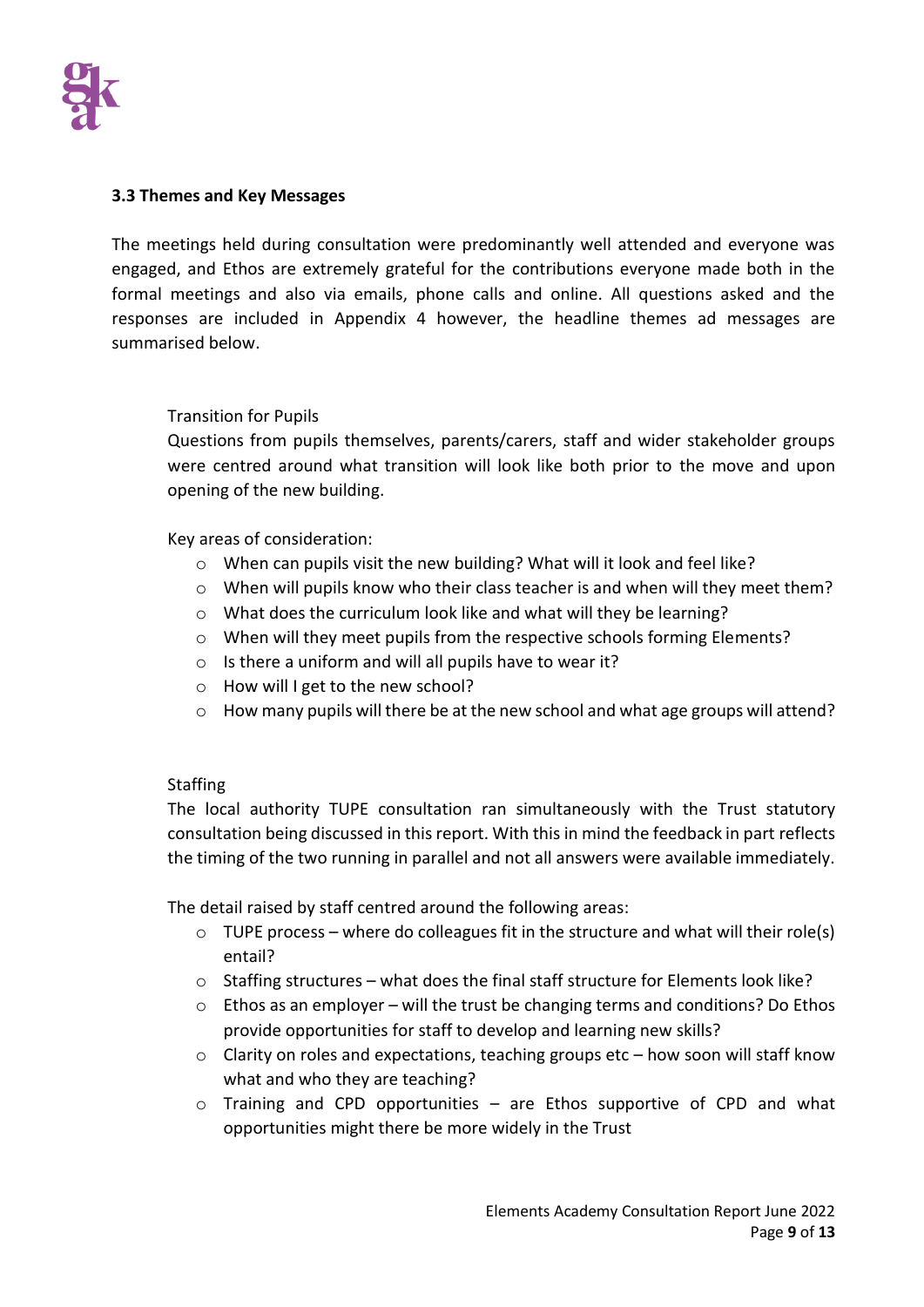**3.3 Themes and Key Messages**

The meetings held during consultation were predominantly well attended and everyone was engaged, and Ethos are extremely grateful for the contributions everyone made both in the formal meetings and also via emails, phone calls and online. All questions asked and the responses are included in Appendix 4 however, the headline themes ad messages are summarised below.

Transition for Pupils

Questions from pupils themselves, parents/carers, staff and wider stakeholder groups were centred around what transition will look like both prior to the move and upon opening of the new building.

Key areas of consideration:

- When can pupils visit the new building? What will it look and feel like?
- When will pupils know who their class teacher is and when will they meet them?
- What does the curriculum look like and what will they be learning?
- When will they meet pupils from the respective schools forming Elements?
- Is there a uniform and will all pupils have to wear it?
- How will I get to the new school?
- How many pupils will there be at the new school and what age groups will attend?

Staffing

The local authority TUPE consultation ran simultaneously with the Trust statutory consultation being discussed in this report. With this in mind the feedback in part reflects the timing of the two running in parallel and not all answers were available immediately.

The detail raised by staff centred around the following areas:

- TUPE process – where do colleagues fit in the structure and what will their role(s) entail?
- Staffing structures – what does the final staff structure for Elements look like?
- Ethos as an employer – will the trust be changing terms and conditions? Do Ethos provide opportunities for staff to develop and learning new skills?
- Clarity on roles and expectations, teaching groups etc – how soon will staff know what and who they are teaching?
- Training and CPD opportunities – are Ethos supportive of CPD and what opportunities might there be more widely in the Trust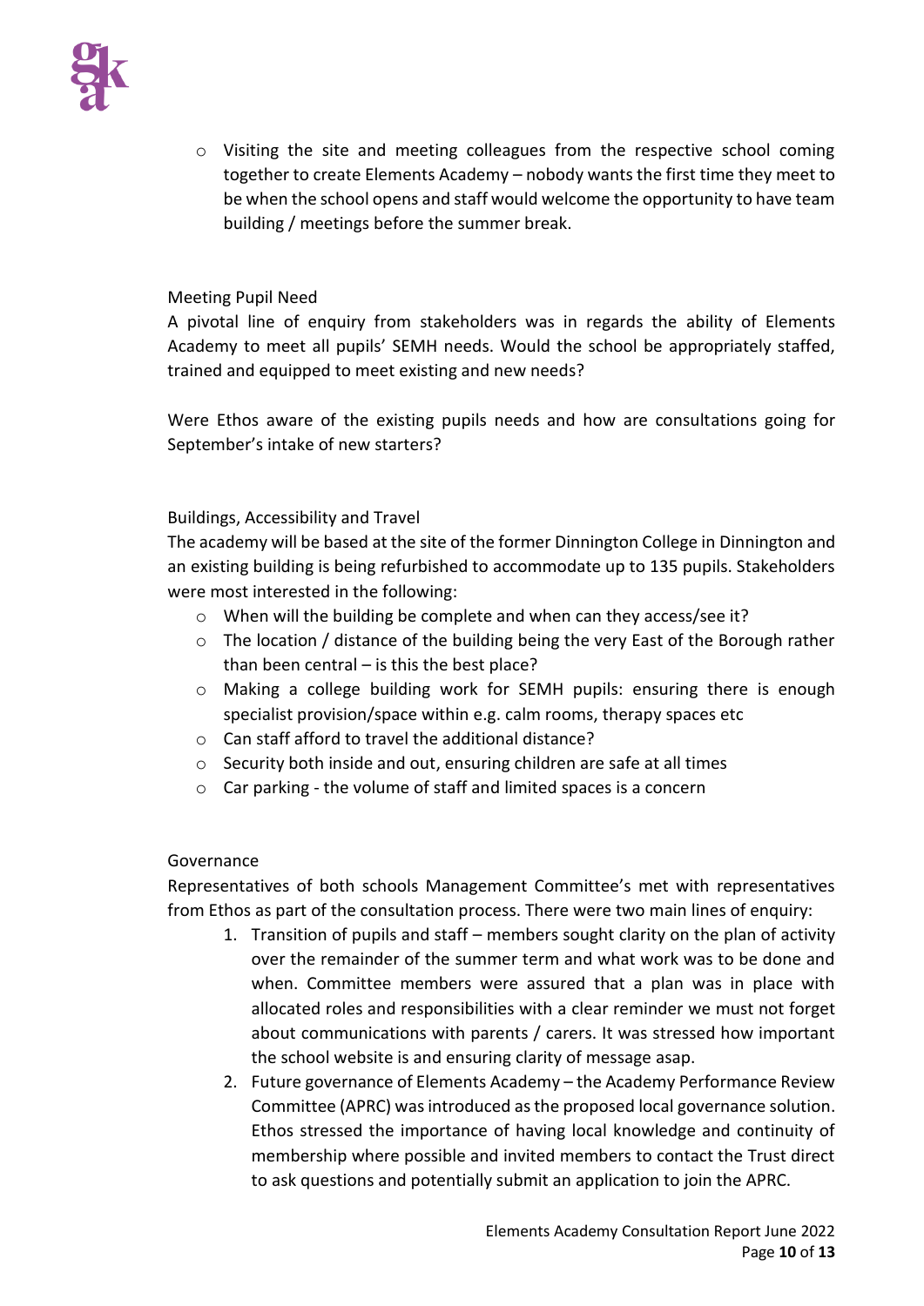- Visiting the site and meeting colleagues from the respective school coming together to create Elements Academy – nobody wants the first time they meet to be when the school opens and staff would welcome the opportunity to have team building / meetings before the summer break.

Meeting Pupil Need

A pivotal line of enquiry from stakeholders was in regards the ability of Elements Academy to meet all pupils' SEMH needs. Would the school be appropriately staffed, trained and equipped to meet existing and new needs?

Were Ethos aware of the existing pupils needs and how are consultations going for September's intake of new starters?

Buildings, Accessibility and Travel

The academy will be based at the site of the former Dinnington College in Dinnington and an existing building is being refurbished to accommodate up to 135 pupils. Stakeholders were most interested in the following:

- When will the building be complete and when can they access/see it?
- The location / distance of the building being the very East of the Borough rather than been central – is this the best place?
- Making a college building work for SEMH pupils: ensuring there is enough specialist provision/space within e.g. calm rooms, therapy spaces etc
- Can staff afford to travel the additional distance?
- Security both inside and out, ensuring children are safe at all times
- Car parking - the volume of staff and limited spaces is a concern

Governance

Representatives of both schools Management Committee's met with representatives from Ethos as part of the consultation process. There were two main lines of enquiry:

1. Transition of pupils and staff – members sought clarity on the plan of activity over the remainder of the summer term and what work was to be done and when. Committee members were assured that a plan was in place with allocated roles and responsibilities with a clear reminder we must not forget about communications with parents / carers. It was stressed how important the school website is and ensuring clarity of message asap.
2. Future governance of Elements Academy – the Academy Performance Review Committee (APRC) was introduced as the proposed local governance solution. Ethos stressed the importance of having local knowledge and continuity of membership where possible and invited members to contact the Trust direct to ask questions and potentially submit an application to join the APRC.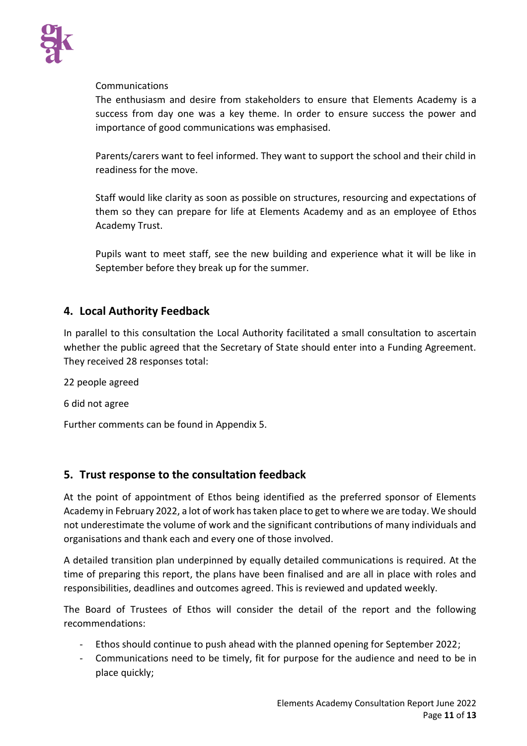Communications

The enthusiasm and desire from stakeholders to ensure that Elements Academy is a success from day one was a key theme. In order to ensure success the power and importance of good communications was emphasised.

Parents/carers want to feel informed. They want to support the school and their child in readiness for the move.

Staff would like clarity as soon as possible on structures, resourcing and expectations of them so they can prepare for life at Elements Academy and as an employee of Ethos Academy Trust.

Pupils want to meet staff, see the new building and experience what it will be like in September before they break up for the summer.

## 4. Local Authority Feedback

In parallel to this consultation the Local Authority facilitated a small consultation to ascertain whether the public agreed that the Secretary of State should enter into a Funding Agreement. They received 28 responses total:

22 people agreed

6 did not agree

Further comments can be found in Appendix 5.

## 5. Trust response to the consultation feedback

At the point of appointment of Ethos being identified as the preferred sponsor of Elements Academy in February 2022, a lot of work has taken place to get to where we are today. We should not underestimate the volume of work and the significant contributions of many individuals and organisations and thank each and every one of those involved.

A detailed transition plan underpinned by equally detailed communications is required. At the time of preparing this report, the plans have been finalised and are all in place with roles and responsibilities, deadlines and outcomes agreed. This is reviewed and updated weekly.

The Board of Trustees of Ethos will consider the detail of the report and the following recommendations:

- Ethos should continue to push ahead with the planned opening for September 2022;
- Communications need to be timely, fit for purpose for the audience and need to be in place quickly;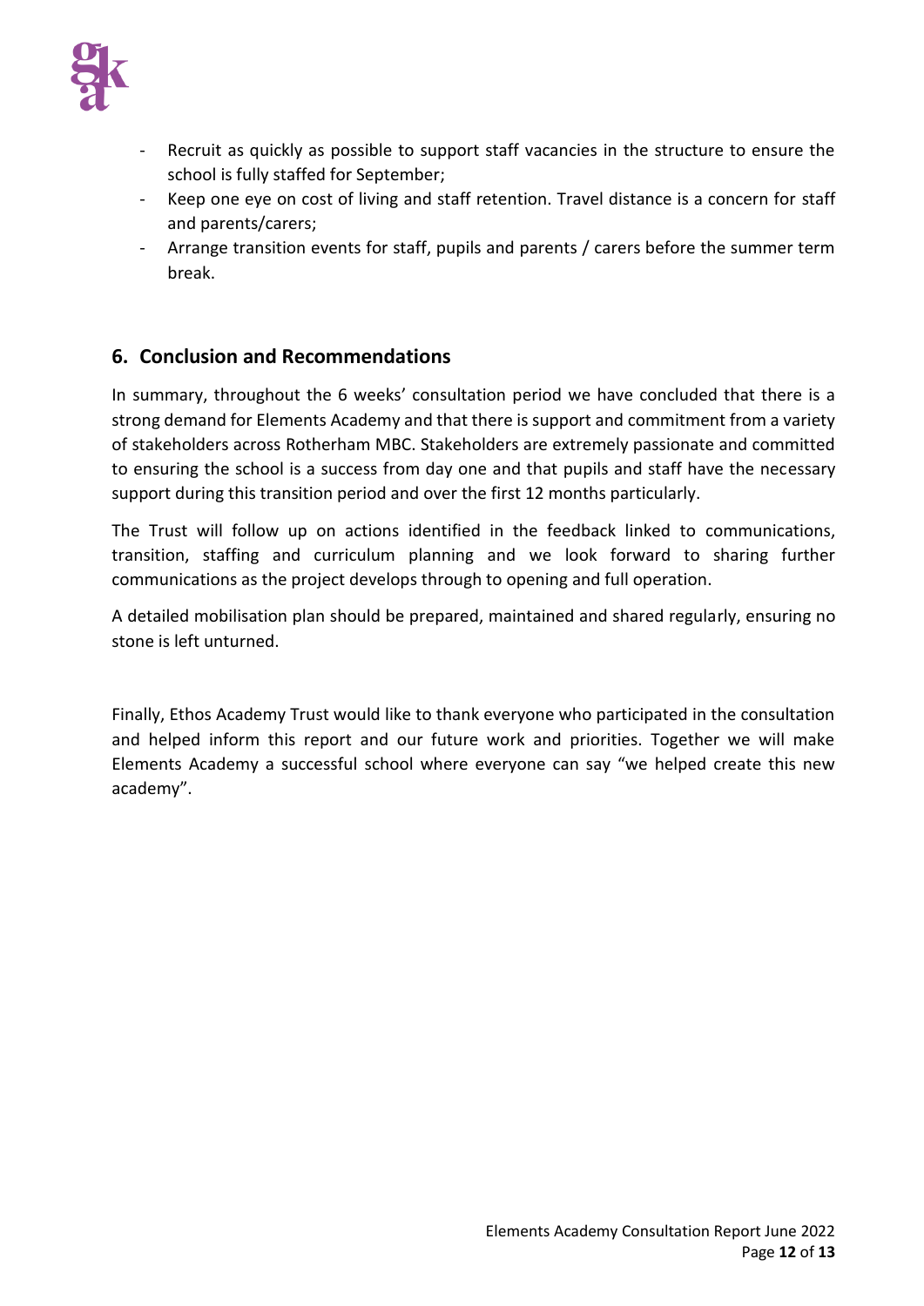- Recruit as quickly as possible to support staff vacancies in the structure to ensure the school is fully staffed for September;
- Keep one eye on cost of living and staff retention. Travel distance is a concern for staff and parents/carers;
- Arrange transition events for staff, pupils and parents / carers before the summer term break.

## 6. Conclusion and Recommendations

In summary, throughout the 6 weeks' consultation period we have concluded that there is a strong demand for Elements Academy and that there is support and commitment from a variety of stakeholders across Rotherham MBC. Stakeholders are extremely passionate and committed to ensuring the school is a success from day one and that pupils and staff have the necessary support during this transition period and over the first 12 months particularly.

The Trust will follow up on actions identified in the feedback linked to communications, transition, staffing and curriculum planning and we look forward to sharing further communications as the project develops through to opening and full operation.

A detailed mobilisation plan should be prepared, maintained and shared regularly, ensuring no stone is left unturned.

Finally, Ethos Academy Trust would like to thank everyone who participated in the consultation and helped inform this report and our future work and priorities. Together we will make Elements Academy a successful school where everyone can say "we helped create this new academy".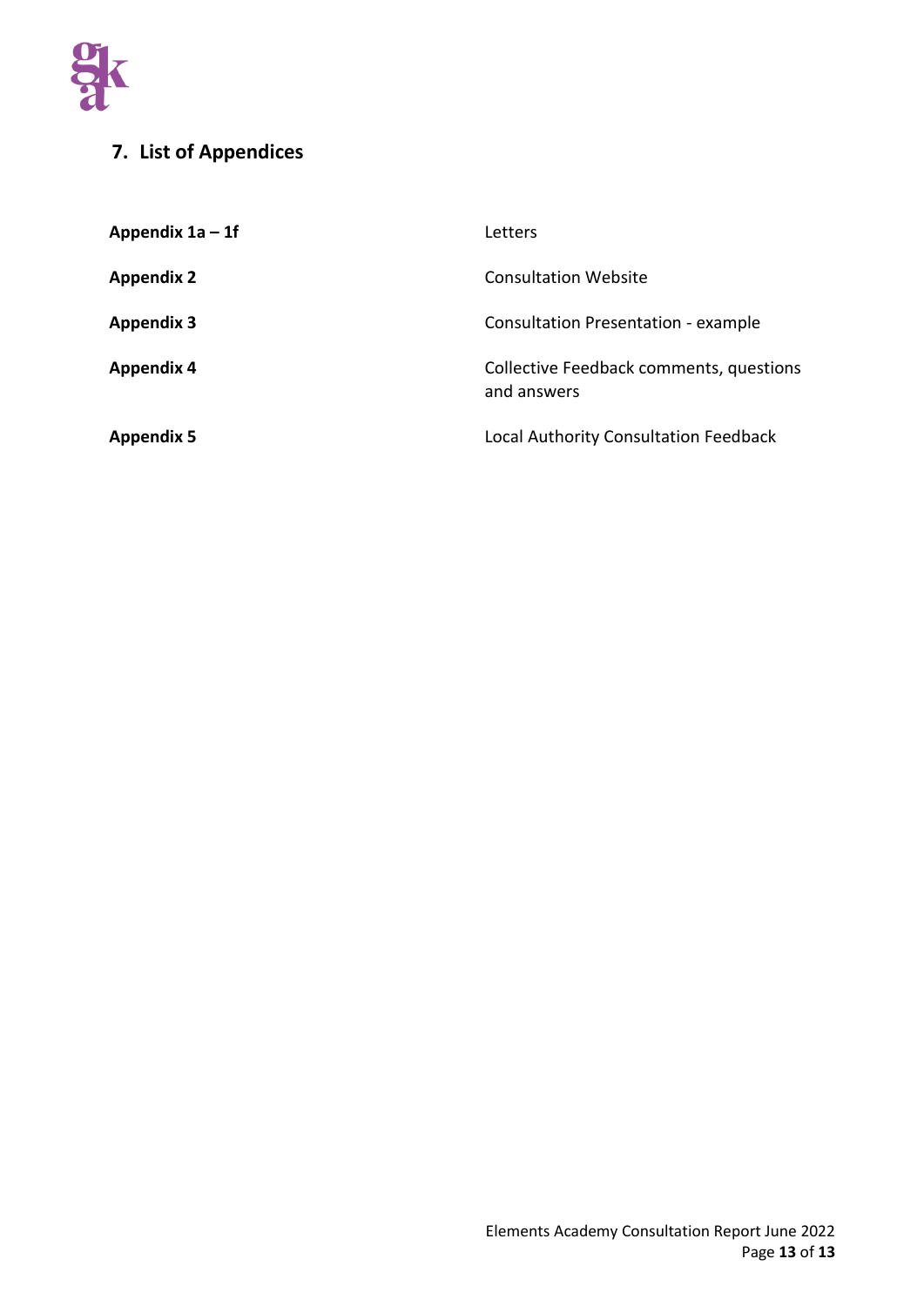## 7. List of Appendices

| | |
|---|---|
| **Appendix 1a – 1f** | Letters |
| **Appendix 2** | Consultation Website |
| **Appendix 3** | Consultation Presentation - example |
| **Appendix 4** | Collective Feedback comments, questions and answers |
| **Appendix 5** | Local Authority Consultation Feedback |